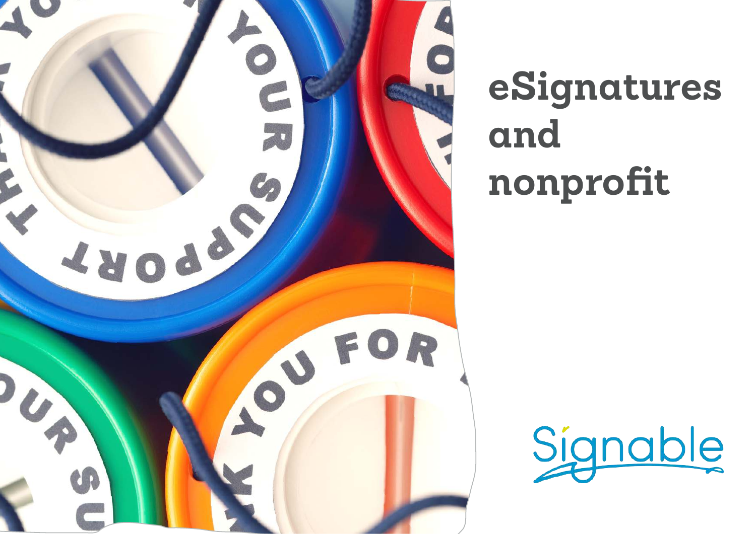# eSignatures and nonprofit

Signable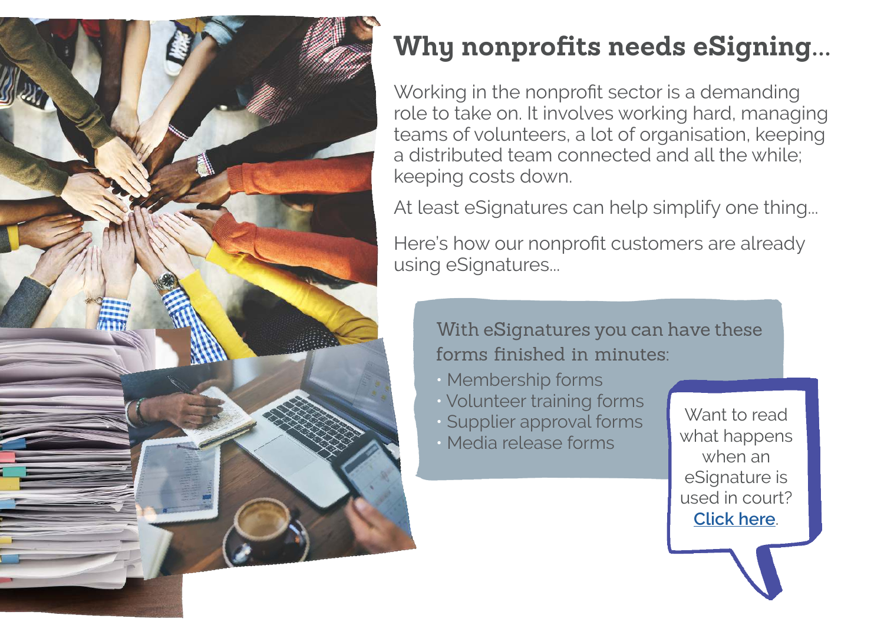# Why nonprofits needs eSigning...

Working in the nonprofit sector is a demanding role to take on. It involves working hard, managing teams of volunteers, a lot of organisation, keeping a distributed team connected and all the while; keeping costs down.

At least eSignatures can help simplify one thing...

Here's how our nonprofit customers are already using eSignatures...

With eSignatures you can have these forms finished in minutes:

- Membership forms
- Volunteer training forms
- Supplier approval forms
- Media release forms

Want to read what happens when an eSignature is used in court? **Click here**.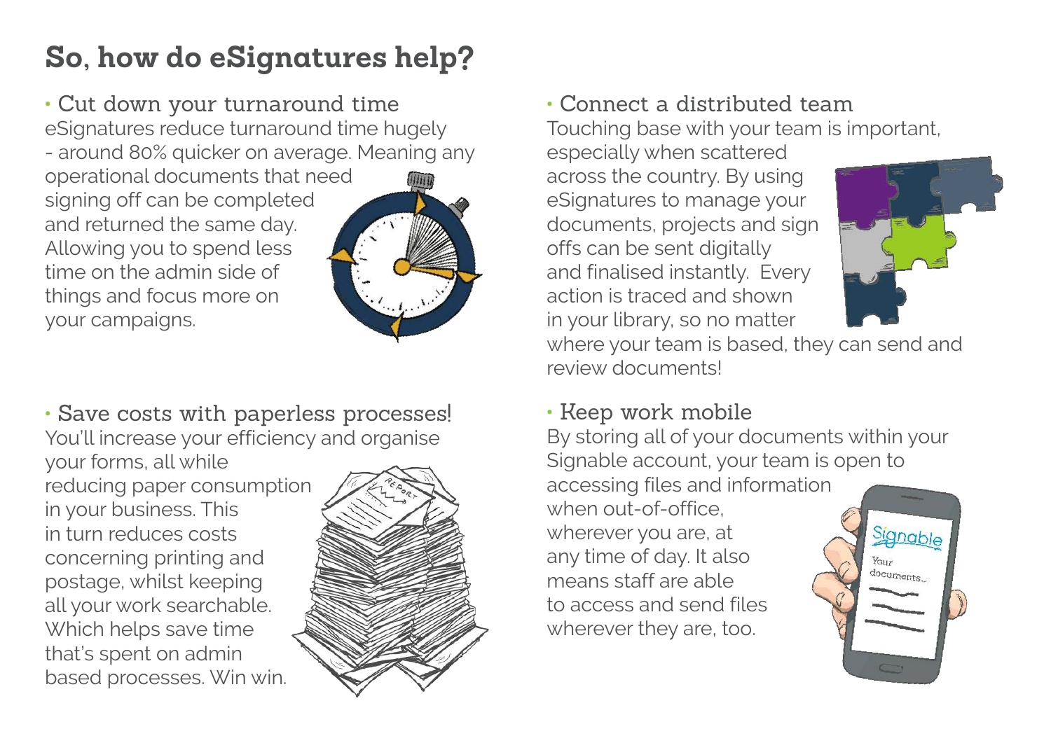## So, how do eSignatures help?

### • Cut down your turnaround time

eSignatures reduce turnaround time hugely - around 80% quicker on average. Meaning any operational documents that need signing off can be completed and returned the same day. Allowing you to spend less time on the admin side of things and focus more on your campaigns.

### • Save costs with paperless processes!

You'll increase your efficiency and organise your forms, all while reducing paper consumption in your business. This in turn reduces costs concerning printing and postage, whilst keeping all your work searchable. Which helps save time that's spent on admin based processes. Win win.

### • Connect a distributed team

Touching base with your team is important, especially when scattered across the country. By using eSignatures to manage your documents, projects and sign offs can be sent digitally and finalised instantly. Every action is traced and shown in your library, so no matter where your team is based, they can send and review documents!

### • Keep work mobile

By storing all of your documents within your Signable account, your team is open to accessing files and information when out-of-office, wherever you are, at any time of day. It also means staff are able to access and send files wherever they are, too.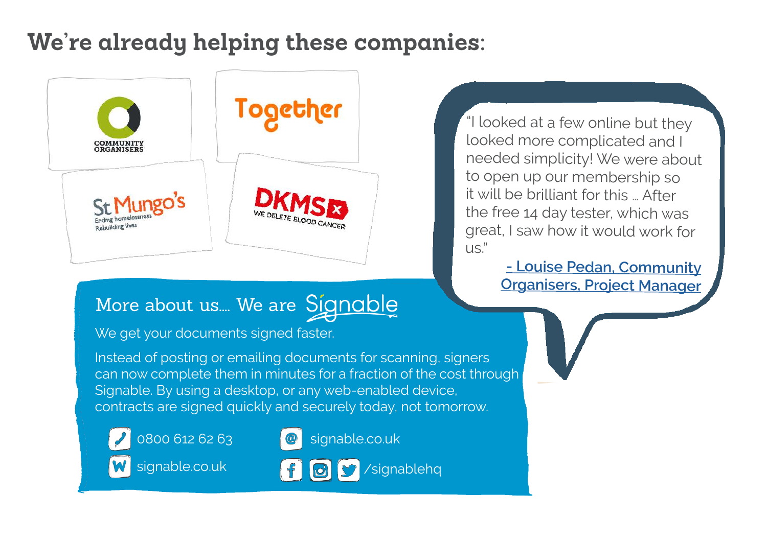## We're already helping these companies:

COMMUNITY ORGANISERS

Together

St Mungo's
Ending homelessness
Rebuilding lives

DKMS
WE DELETE BLOOD CANCER

"I looked at a few online but they looked more complicated and I needed simplicity! We were about to open up our membership so it will be brilliant for this … After the free 14 day tester, which was great, I saw how it would work for us."

**- Louise Pedan, Community Organisers, Project Manager**

### More about us.... We are Signable

We get your documents signed faster.

Instead of posting or emailing documents for scanning, signers can now complete them in minutes for a fraction of the cost through Signable. By using a desktop, or any web-enabled device, contracts are signed quickly and securely today, not tomorrow.

0800 612 62 63

signable.co.uk

signable.co.uk

/signablehq